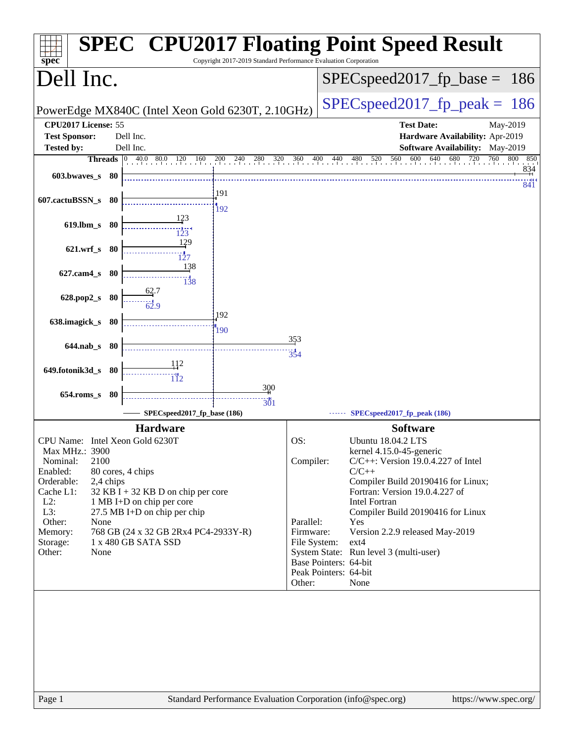# SPEC CPU2017 Floating Point Speed Result

Copyright 2017-2019 Standard Performance Evaluation Corporation

## Dell Inc.

PowerEdge MX840C (Intel Xeon Gold 6230T, 2.10GHz)

SPECspeed2017_fp_base = 186

SPECspeed2017_fp_peak = 186

| | | | |
|---|---|---|---|
| **CPU2017 License:** | 55 | **Test Date:** | May-2019 |
| **Test Sponsor:** | Dell Inc. | **Hardware Availability:** | Apr-2019 |
| **Tested by:** | Dell Inc. | **Software Availability:** | May-2019 |

| Benchmark | Threads | Base | Peak |
|---|---|---|---|
| 603.bwaves_s | 80 | 834 | 841 |
| 607.cactuBSSN_s | 80 | 191 | 192 |
| 619.lbm_s | 80 | 123 | 123 |
| 621.wrf_s | 80 | 129 | 127 |
| 627.cam4_s | 80 | 138 | 138 |
| 628.pop2_s | 80 | 62.7 | 62.9 |
| 638.imagick_s | 80 | 192 | 190 |
| 644.nab_s | 80 | 353 | 354 |
| 649.fotonik3d_s | 80 | 112 | 112 |
| 654.roms_s | 80 | 300 | 301 |

SPECspeed2017_fp_base (186) — SPECspeed2017_fp_peak (186)

### Hardware

| | |
|---|---|
| CPU Name: | Intel Xeon Gold 6230T |
| Max MHz.: | 3900 |
| Nominal: | 2100 |
| Enabled: | 80 cores, 4 chips |
| Orderable: | 2,4 chips |
| Cache L1: | 32 KB I + 32 KB D on chip per core |
| L2: | 1 MB I+D on chip per core |
| L3: | 27.5 MB I+D on chip per chip |
| Other: | None |
| Memory: | 768 GB (24 x 32 GB 2Rx4 PC4-2933Y-R) |
| Storage: | 1 x 480 GB SATA SSD |
| Other: | None |

### Software

| | |
|---|---|
| OS: | Ubuntu 18.04.2 LTS kernel 4.15.0-45-generic |
| Compiler: | C/C++: Version 19.0.4.227 of Intel C/C++ Compiler Build 20190416 for Linux; Fortran: Version 19.0.4.227 of Intel Fortran Compiler Build 20190416 for Linux |
| Parallel: | Yes |
| Firmware: | Version 2.2.9 released May-2019 |
| File System: | ext4 |
| System State: | Run level 3 (multi-user) |
| Base Pointers: | 64-bit |
| Peak Pointers: | 64-bit |
| Other: | None |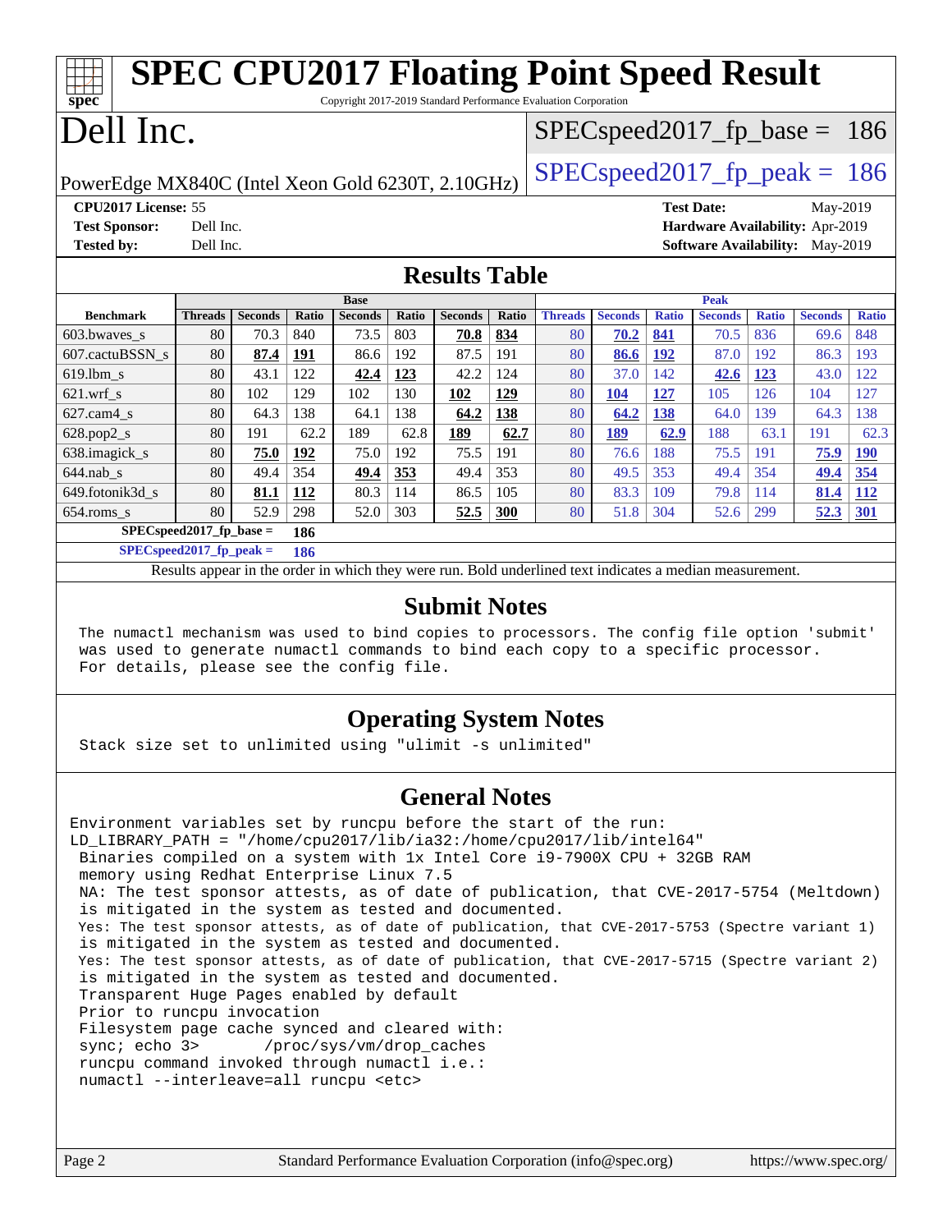# SPEC CPU2017 Floating Point Speed Result

Copyright 2017-2019 Standard Performance Evaluation Corporation

# Dell Inc.

PowerEdge MX840C (Intel Xeon Gold 6230T, 2.10GHz)

SPECspeed2017_fp_base = 186

SPECspeed2017_fp_peak = 186

**CPU2017 License:** 55
**Test Sponsor:** Dell Inc.
**Tested by:** Dell Inc.

**Test Date:** May-2019
**Hardware Availability:** Apr-2019
**Software Availability:** May-2019

## Results Table

| Benchmark | Base | | | | | | | Peak | | | | | | |
|---|---|---|---|---|---|---|---|---|---|---|---|---|---|---|
| | Threads | Seconds | Ratio | Seconds | Ratio | Seconds | Ratio | Threads | Seconds | Ratio | Seconds | Ratio | Seconds | Ratio |
| 603.bwaves_s | 80 | 70.3 | 840 | 73.5 | 803 | **70.8** | **834** | 80 | **70.2** | **841** | 70.5 | 836 | 69.6 | 848 |
| 607.cactuBSSN_s | 80 | **87.4** | **191** | 86.6 | 192 | 87.5 | 191 | 80 | **86.6** | **192** | 87.0 | 192 | 86.3 | 193 |
| 619.lbm_s | 80 | 43.1 | 122 | **42.4** | **123** | 42.2 | 124 | 80 | 37.0 | 142 | **42.6** | **123** | 43.0 | 122 |
| 621.wrf_s | 80 | 102 | 129 | 102 | 130 | **102** | **129** | 80 | **104** | **127** | 105 | 126 | 104 | 127 |
| 627.cam4_s | 80 | 64.3 | 138 | 64.1 | 138 | **64.2** | **138** | 80 | **64.2** | **138** | 64.0 | 139 | 64.3 | 138 |
| 628.pop2_s | 80 | 191 | 62.2 | 189 | 62.8 | **189** | **62.7** | 80 | **189** | **62.9** | 188 | 63.1 | 191 | 62.3 |
| 638.imagick_s | 80 | **75.0** | **192** | 75.0 | 192 | 75.5 | 191 | 80 | 76.6 | 188 | 75.5 | 191 | **75.9** | **190** |
| 644.nab_s | 80 | 49.4 | 354 | **49.4** | **353** | 49.4 | 353 | 80 | 49.5 | 353 | 49.4 | 354 | **49.4** | **354** |
| 649.fotonik3d_s | 80 | **81.1** | **112** | 80.3 | 114 | 86.5 | 105 | 80 | 83.3 | 109 | 79.8 | 114 | **81.4** | **112** |
| 654.roms_s | 80 | 52.9 | 298 | 52.0 | 303 | **52.5** | **300** | 80 | 51.8 | 304 | 52.6 | 299 | **52.3** | **301** |

**SPECspeed2017_fp_base =** **186**

**SPECspeed2017_fp_peak =** **186**

Results appear in the order in which they were run. Bold underlined text indicates a median measurement.

## Submit Notes

```
The numactl mechanism was used to bind copies to processors. The config file option 'submit'
was used to generate numactl commands to bind each copy to a specific processor.
For details, please see the config file.
```

## Operating System Notes

```
Stack size set to unlimited using "ulimit -s unlimited"
```

## General Notes

```
Environment variables set by runcpu before the start of the run:
LD_LIBRARY_PATH = "/home/cpu2017/lib/ia32:/home/cpu2017/lib/intel64"
 Binaries compiled on a system with 1x Intel Core i9-7900X CPU + 32GB RAM
 memory using Redhat Enterprise Linux 7.5
 NA: The test sponsor attests, as of date of publication, that CVE-2017-5754 (Meltdown)
 is mitigated in the system as tested and documented.
 Yes: The test sponsor attests, as of date of publication, that CVE-2017-5753 (Spectre variant 1)
 is mitigated in the system as tested and documented.
 Yes: The test sponsor attests, as of date of publication, that CVE-2017-5715 (Spectre variant 2)
 is mitigated in the system as tested and documented.
 Transparent Huge Pages enabled by default
 Prior to runcpu invocation
 Filesystem page cache synced and cleared with:
 sync; echo 3>       /proc/sys/vm/drop_caches
 runcpu command invoked through numactl i.e.:
 numactl --interleave=all runcpu <etc>
```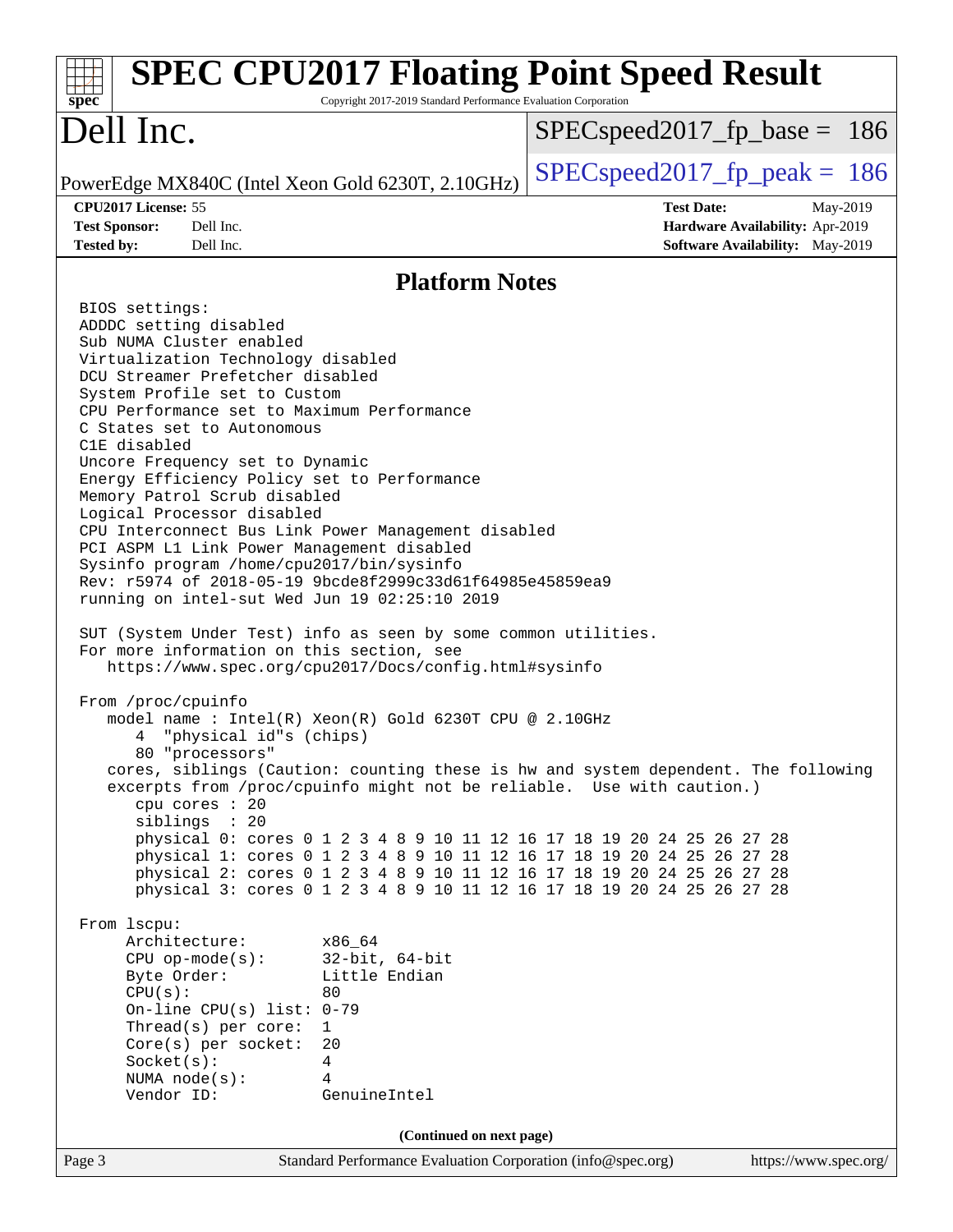# SPEC CPU2017 Floating Point Speed Result

Copyright 2017-2019 Standard Performance Evaluation Corporation

## Dell Inc.

PowerEdge MX840C (Intel Xeon Gold 6230T, 2.10GHz)

SPECspeed2017_fp_base = 186

SPECspeed2017_fp_peak = 186

**CPU2017 License:** 55
**Test Sponsor:** Dell Inc.
**Tested by:** Dell Inc.

**Test Date:** May-2019
**Hardware Availability:** Apr-2019
**Software Availability:** May-2019

## Platform Notes

```
BIOS settings:
ADDDC setting disabled
Sub NUMA Cluster enabled
Virtualization Technology disabled
DCU Streamer Prefetcher disabled
System Profile set to Custom
CPU Performance set to Maximum Performance
C States set to Autonomous
C1E disabled
Uncore Frequency set to Dynamic
Energy Efficiency Policy set to Performance
Memory Patrol Scrub disabled
Logical Processor disabled
CPU Interconnect Bus Link Power Management disabled
PCI ASPM L1 Link Power Management disabled
Sysinfo program /home/cpu2017/bin/sysinfo
Rev: r5974 of 2018-05-19 9bcde8f2999c33d61f64985e45859ea9
running on intel-sut Wed Jun 19 02:25:10 2019

SUT (System Under Test) info as seen by some common utilities.
For more information on this section, see
   https://www.spec.org/cpu2017/Docs/config.html#sysinfo

From /proc/cpuinfo
   model name : Intel(R) Xeon(R) Gold 6230T CPU @ 2.10GHz
      4  "physical id"s (chips)
      80 "processors"
   cores, siblings (Caution: counting these is hw and system dependent. The following
   excerpts from /proc/cpuinfo might not be reliable.  Use with caution.)
      cpu cores : 20
      siblings  : 20
      physical 0: cores 0 1 2 3 4 8 9 10 11 12 16 17 18 19 20 24 25 26 27 28
      physical 1: cores 0 1 2 3 4 8 9 10 11 12 16 17 18 19 20 24 25 26 27 28
      physical 2: cores 0 1 2 3 4 8 9 10 11 12 16 17 18 19 20 24 25 26 27 28
      physical 3: cores 0 1 2 3 4 8 9 10 11 12 16 17 18 19 20 24 25 26 27 28

From lscpu:
     Architecture:        x86_64
     CPU op-mode(s):      32-bit, 64-bit
     Byte Order:          Little Endian
     CPU(s):              80
     On-line CPU(s) list: 0-79
     Thread(s) per core:  1
     Core(s) per socket:  20
     Socket(s):           4
     NUMA node(s):        4
     Vendor ID:           GenuineIntel
```

**(Continued on next page)**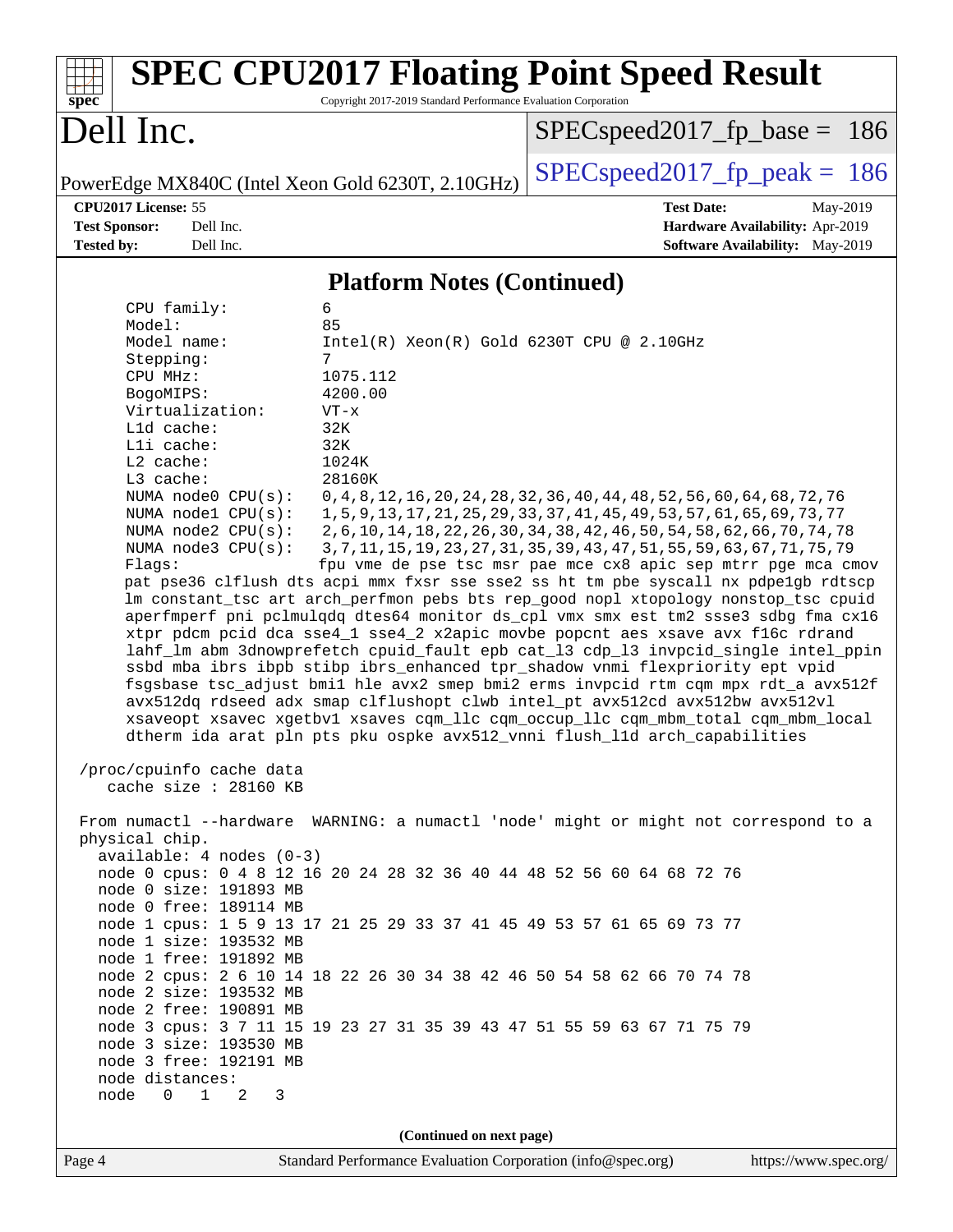## Platform Notes (Continued)

```
     CPU family:          6
     Model:               85
     Model name:          Intel(R) Xeon(R) Gold 6230T CPU @ 2.10GHz
     Stepping:            7
     CPU MHz:             1075.112
     BogoMIPS:            4200.00
     Virtualization:      VT-x
     L1d cache:           32K
     L1i cache:           32K
     L2 cache:            1024K
     L3 cache:            28160K
     NUMA node0 CPU(s):   0,4,8,12,16,20,24,28,32,36,40,44,48,52,56,60,64,68,72,76
     NUMA node1 CPU(s):   1,5,9,13,17,21,25,29,33,37,41,45,49,53,57,61,65,69,73,77
     NUMA node2 CPU(s):   2,6,10,14,18,22,26,30,34,38,42,46,50,54,58,62,66,70,74,78
     NUMA node3 CPU(s):   3,7,11,15,19,23,27,31,35,39,43,47,51,55,59,63,67,71,75,79
     Flags:               fpu vme de pse tsc msr pae mce cx8 apic sep mtrr pge mca cmov
     pat pse36 clflush dts acpi mmx fxsr sse sse2 ss ht tm pbe syscall nx pdpe1gb rdtscp
     lm constant_tsc art arch_perfmon pebs bts rep_good nopl xtopology nonstop_tsc cpuid
     aperfmperf pni pclmulqdq dtes64 monitor ds_cpl vmx smx est tm2 ssse3 sdbg fma cx16
     xtpr pdcm pcid dca sse4_1 sse4_2 x2apic movbe popcnt aes xsave avx f16c rdrand
     lahf_lm abm 3dnowprefetch cpuid_fault epb cat_l3 cdp_l3 invpcid_single intel_ppin
     ssbd mba ibrs ibpb stibp ibrs_enhanced tpr_shadow vnmi flexpriority ept vpid
     fsgsbase tsc_adjust bmi1 hle avx2 smep bmi2 erms invpcid rtm cqm mpx rdt_a avx512f
     avx512dq rdseed adx smap clflushopt clwb intel_pt avx512cd avx512bw avx512vl
     xsaveopt xsavec xgetbv1 xsaves cqm_llc cqm_occup_llc cqm_mbm_total cqm_mbm_local
     dtherm ida arat pln pts pku ospke avx512_vnni flush_l1d arch_capabilities

 /proc/cpuinfo cache data
    cache size : 28160 KB

 From numactl --hardware  WARNING: a numactl 'node' might or might not correspond to a
 physical chip.
   available: 4 nodes (0-3)
   node 0 cpus: 0 4 8 12 16 20 24 28 32 36 40 44 48 52 56 60 64 68 72 76
   node 0 size: 191893 MB
   node 0 free: 189114 MB
   node 1 cpus: 1 5 9 13 17 21 25 29 33 37 41 45 49 53 57 61 65 69 73 77
   node 1 size: 193532 MB
   node 1 free: 191892 MB
   node 2 cpus: 2 6 10 14 18 22 26 30 34 38 42 46 50 54 58 62 66 70 74 78
   node 2 size: 193532 MB
   node 2 free: 190891 MB
   node 3 cpus: 3 7 11 15 19 23 27 31 35 39 43 47 51 55 59 63 67 71 75 79
   node 3 size: 193530 MB
   node 3 free: 192191 MB
   node distances:
   node   0   1   2   3
```

(Continued on next page)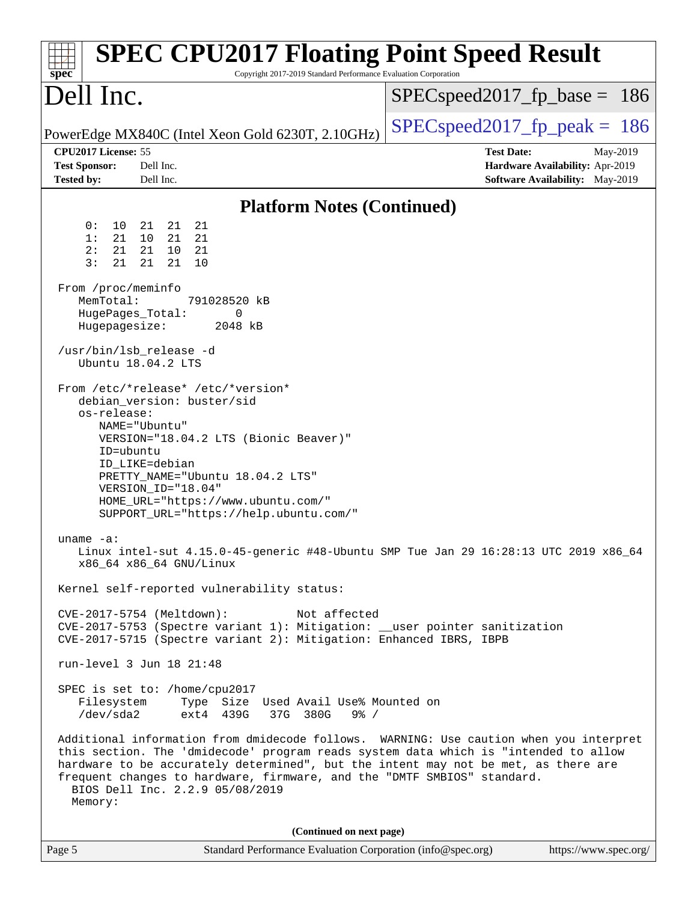# SPEC CPU2017 Floating Point Speed Result

Copyright 2017-2019 Standard Performance Evaluation Corporation

**Dell Inc.**

PowerEdge MX840C (Intel Xeon Gold 6230T, 2.10GHz)

SPECspeed2017_fp_base = 186

SPECspeed2017_fp_peak = 186

**CPU2017 License:** 55
**Test Sponsor:** Dell Inc.
**Tested by:** Dell Inc.

**Test Date:** May-2019
**Hardware Availability:** Apr-2019
**Software Availability:** May-2019

## Platform Notes (Continued)

```
     0:  10  21  21  21
     1:  21  10  21  21
     2:  21  21  10  21
     3:  21  21  21  10

 From /proc/meminfo
    MemTotal:       791028520 kB
    HugePages_Total:       0
    Hugepagesize:       2048 kB

 /usr/bin/lsb_release -d
    Ubuntu 18.04.2 LTS

 From /etc/*release* /etc/*version*
    debian_version: buster/sid
    os-release:
       NAME="Ubuntu"
       VERSION="18.04.2 LTS (Bionic Beaver)"
       ID=ubuntu
       ID_LIKE=debian
       PRETTY_NAME="Ubuntu 18.04.2 LTS"
       VERSION_ID="18.04"
       HOME_URL="https://www.ubuntu.com/"
       SUPPORT_URL="https://help.ubuntu.com/"

 uname -a:
    Linux intel-sut 4.15.0-45-generic #48-Ubuntu SMP Tue Jan 29 16:28:13 UTC 2019 x86_64
    x86_64 x86_64 GNU/Linux

 Kernel self-reported vulnerability status:

 CVE-2017-5754 (Meltdown):          Not affected
 CVE-2017-5753 (Spectre variant 1): Mitigation: __user pointer sanitization
 CVE-2017-5715 (Spectre variant 2): Mitigation: Enhanced IBRS, IBPB

 run-level 3 Jun 18 21:48

 SPEC is set to: /home/cpu2017
    Filesystem     Type  Size  Used Avail Use% Mounted on
    /dev/sda2      ext4  439G   37G  380G   9% /

 Additional information from dmidecode follows.  WARNING: Use caution when you interpret
 this section. The 'dmidecode' program reads system data which is "intended to allow
 hardware to be accurately determined", but the intent may not be met, as there are
 frequent changes to hardware, firmware, and the "DMTF SMBIOS" standard.
   BIOS Dell Inc. 2.2.9 05/08/2019
   Memory:
```

(Continued on next page)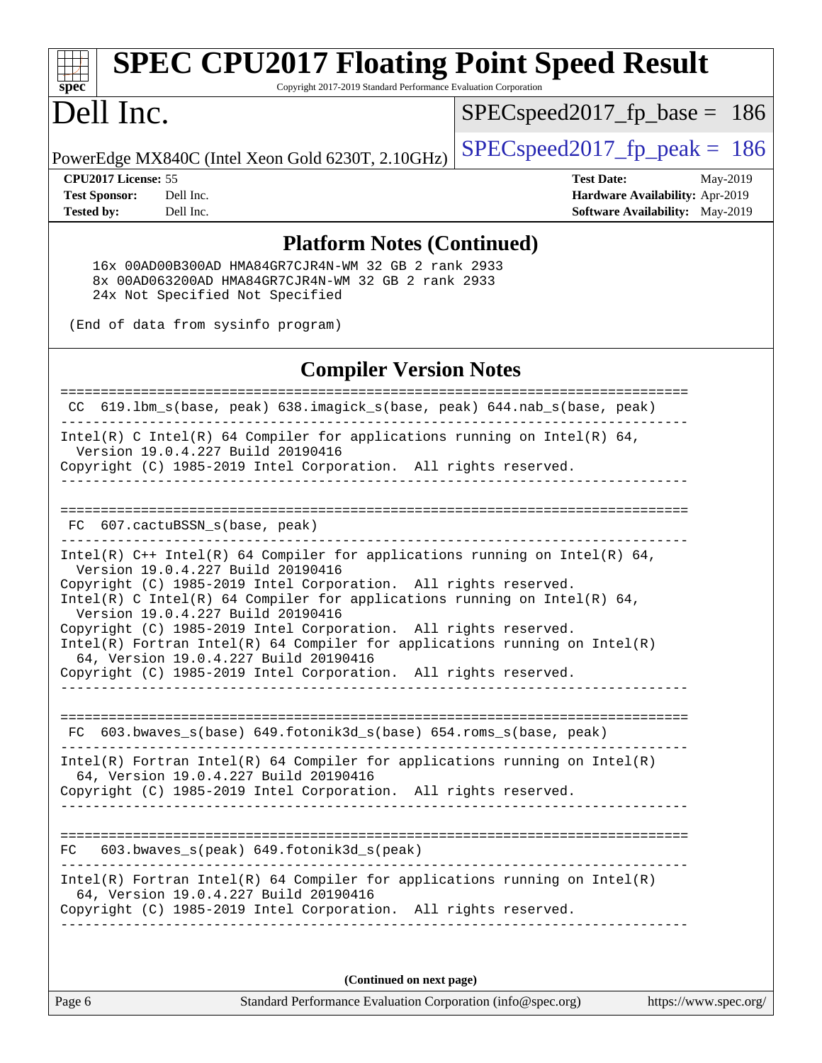## Platform Notes (Continued)

```
16x 00AD00B300AD HMA84GR7CJR4N-WM 32 GB 2 rank 2933
8x 00AD063200AD HMA84GR7CJR4N-WM 32 GB 2 rank 2933
24x Not Specified Not Specified

(End of data from sysinfo program)
```

## Compiler Version Notes

```
==============================================================================
 CC  619.lbm_s(base, peak) 638.imagick_s(base, peak) 644.nab_s(base, peak)
------------------------------------------------------------------------------
Intel(R) C Intel(R) 64 Compiler for applications running on Intel(R) 64,
  Version 19.0.4.227 Build 20190416
Copyright (C) 1985-2019 Intel Corporation.  All rights reserved.
------------------------------------------------------------------------------

==============================================================================
 FC  607.cactuBSSN_s(base, peak)
------------------------------------------------------------------------------
Intel(R) C++ Intel(R) 64 Compiler for applications running on Intel(R) 64,
  Version 19.0.4.227 Build 20190416
Copyright (C) 1985-2019 Intel Corporation.  All rights reserved.
Intel(R) C Intel(R) 64 Compiler for applications running on Intel(R) 64,
  Version 19.0.4.227 Build 20190416
Copyright (C) 1985-2019 Intel Corporation.  All rights reserved.
Intel(R) Fortran Intel(R) 64 Compiler for applications running on Intel(R)
  64, Version 19.0.4.227 Build 20190416
Copyright (C) 1985-2019 Intel Corporation.  All rights reserved.
------------------------------------------------------------------------------

==============================================================================
 FC  603.bwaves_s(base) 649.fotonik3d_s(base) 654.roms_s(base, peak)
------------------------------------------------------------------------------
Intel(R) Fortran Intel(R) 64 Compiler for applications running on Intel(R)
  64, Version 19.0.4.227 Build 20190416
Copyright (C) 1985-2019 Intel Corporation.  All rights reserved.
------------------------------------------------------------------------------

==============================================================================
FC   603.bwaves_s(peak) 649.fotonik3d_s(peak)
------------------------------------------------------------------------------
Intel(R) Fortran Intel(R) 64 Compiler for applications running on Intel(R)
  64, Version 19.0.4.227 Build 20190416
Copyright (C) 1985-2019 Intel Corporation.  All rights reserved.
------------------------------------------------------------------------------
```

**(Continued on next page)**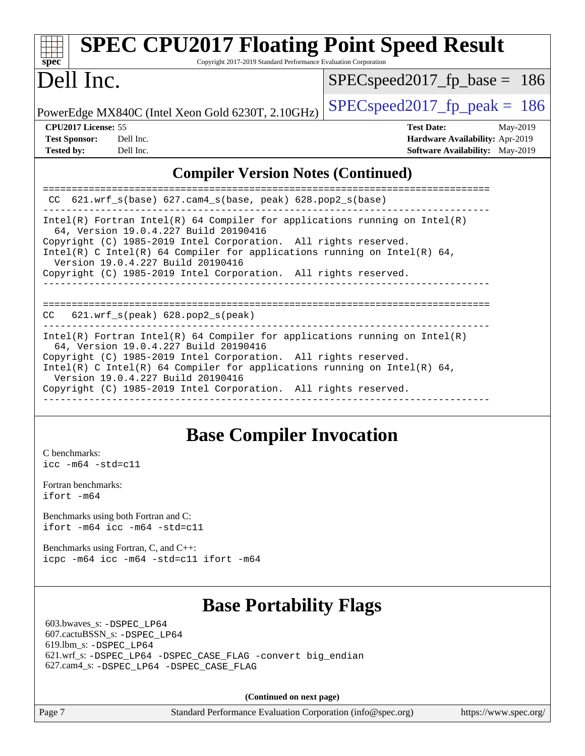## Compiler Version Notes (Continued)

```
==============================================================================
 CC  621.wrf_s(base) 627.cam4_s(base, peak) 628.pop2_s(base)
------------------------------------------------------------------------------
Intel(R) Fortran Intel(R) 64 Compiler for applications running on Intel(R)
  64, Version 19.0.4.227 Build 20190416
Copyright (C) 1985-2019 Intel Corporation.  All rights reserved.
Intel(R) C Intel(R) 64 Compiler for applications running on Intel(R) 64,
  Version 19.0.4.227 Build 20190416
Copyright (C) 1985-2019 Intel Corporation.  All rights reserved.
------------------------------------------------------------------------------

==============================================================================
CC   621.wrf_s(peak) 628.pop2_s(peak)
------------------------------------------------------------------------------
Intel(R) Fortran Intel(R) 64 Compiler for applications running on Intel(R)
  64, Version 19.0.4.227 Build 20190416
Copyright (C) 1985-2019 Intel Corporation.  All rights reserved.
Intel(R) C Intel(R) 64 Compiler for applications running on Intel(R) 64,
  Version 19.0.4.227 Build 20190416
Copyright (C) 1985-2019 Intel Corporation.  All rights reserved.
------------------------------------------------------------------------------
```

## Base Compiler Invocation

C benchmarks:
`icc -m64 -std=c11`

Fortran benchmarks:
`ifort -m64`

Benchmarks using both Fortran and C:
`ifort -m64 icc -m64 -std=c11`

Benchmarks using Fortran, C, and C++:
`icpc -m64 icc -m64 -std=c11 ifort -m64`

## Base Portability Flags

603.bwaves_s: `-DSPEC_LP64`
607.cactuBSSN_s: `-DSPEC_LP64`
619.lbm_s: `-DSPEC_LP64`
621.wrf_s: `-DSPEC_LP64 -DSPEC_CASE_FLAG -convert big_endian`
627.cam4_s: `-DSPEC_LP64 -DSPEC_CASE_FLAG`

**(Continued on next page)**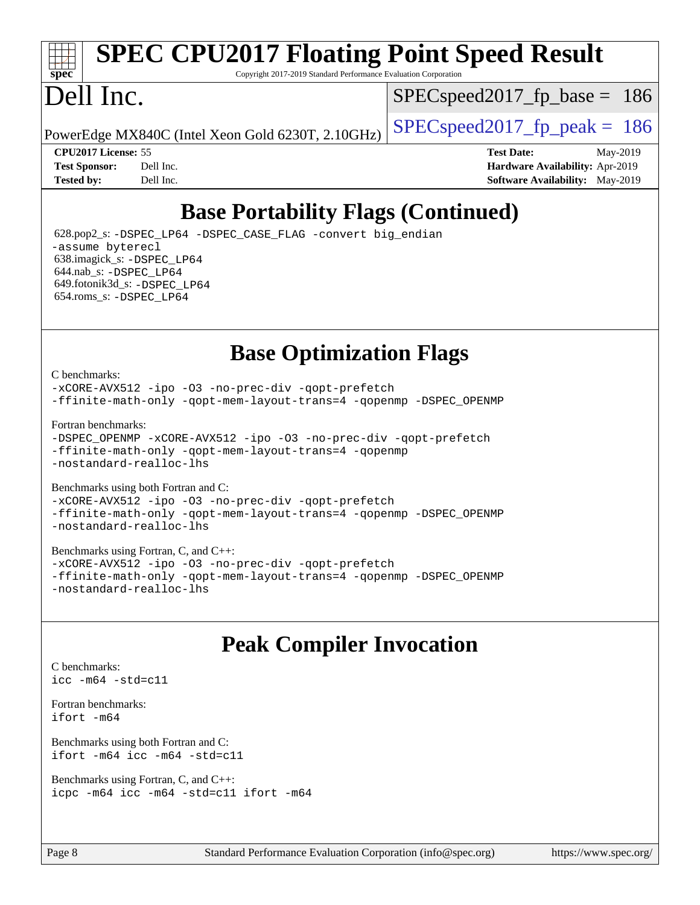## Base Portability Flags (Continued)

628.pop2_s: -DSPEC_LP64 -DSPEC_CASE_FLAG -convert big_endian -assume byterecl
638.imagick_s: -DSPEC_LP64
644.nab_s: -DSPEC_LP64
649.fotonik3d_s: -DSPEC_LP64
654.roms_s: -DSPEC_LP64

## Base Optimization Flags

C benchmarks:
```
-xCORE-AVX512 -ipo -O3 -no-prec-div -qopt-prefetch
-ffinite-math-only -qopt-mem-layout-trans=4 -qopenmp -DSPEC_OPENMP
```

Fortran benchmarks:
```
-DSPEC_OPENMP -xCORE-AVX512 -ipo -O3 -no-prec-div -qopt-prefetch
-ffinite-math-only -qopt-mem-layout-trans=4 -qopenmp
-nostandard-realloc-lhs
```

Benchmarks using both Fortran and C:
```
-xCORE-AVX512 -ipo -O3 -no-prec-div -qopt-prefetch
-ffinite-math-only -qopt-mem-layout-trans=4 -qopenmp -DSPEC_OPENMP
-nostandard-realloc-lhs
```

Benchmarks using Fortran, C, and C++:
```
-xCORE-AVX512 -ipo -O3 -no-prec-div -qopt-prefetch
-ffinite-math-only -qopt-mem-layout-trans=4 -qopenmp -DSPEC_OPENMP
-nostandard-realloc-lhs
```

## Peak Compiler Invocation

C benchmarks:
```
icc -m64 -std=c11
```

Fortran benchmarks:
```
ifort -m64
```

Benchmarks using both Fortran and C:
```
ifort -m64 icc -m64 -std=c11
```

Benchmarks using Fortran, C, and C++:
```
icpc -m64 icc -m64 -std=c11 ifort -m64
```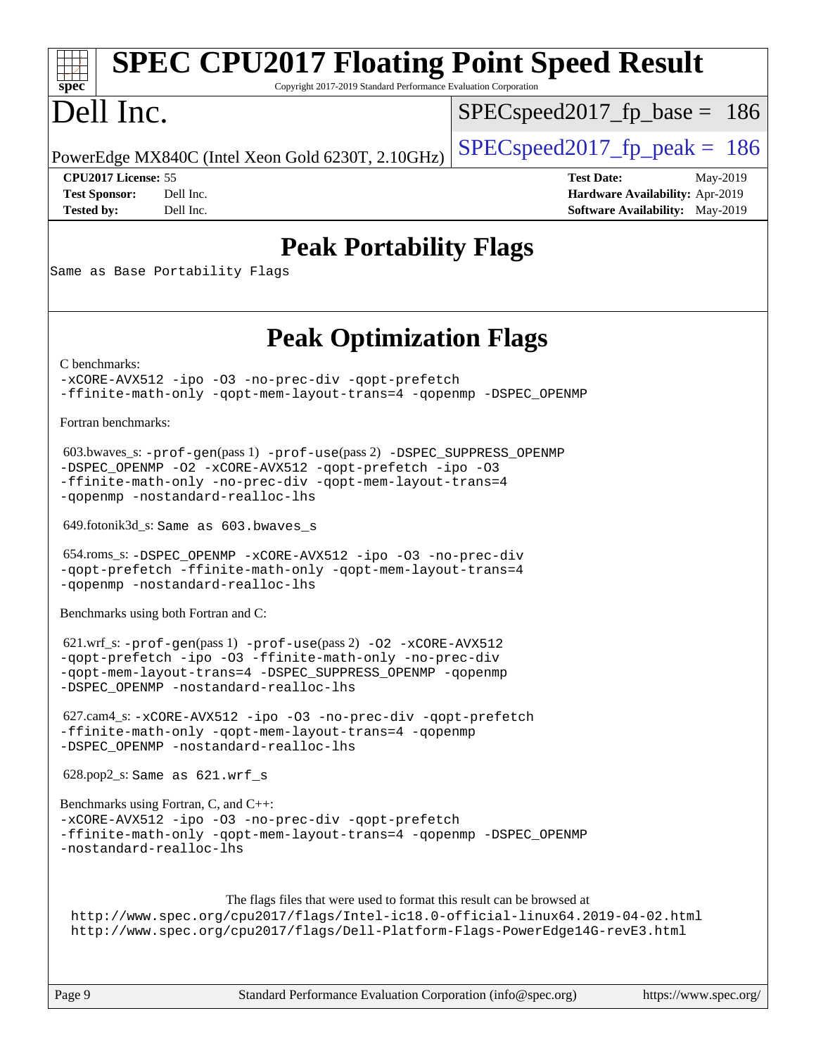# SPEC CPU2017 Floating Point Speed Result

Copyright 2017-2019 Standard Performance Evaluation Corporation

# Dell Inc.

PowerEdge MX840C (Intel Xeon Gold 6230T, 2.10GHz)

SPECspeed2017_fp_base = 186

SPECspeed2017_fp_peak = 186

**CPU2017 License:** 55
**Test Sponsor:** Dell Inc.
**Tested by:** Dell Inc.

**Test Date:** May-2019
**Hardware Availability:** Apr-2019
**Software Availability:** May-2019

## Peak Portability Flags

Same as Base Portability Flags

## Peak Optimization Flags

C benchmarks:

-xCORE-AVX512 -ipo -O3 -no-prec-div -qopt-prefetch
-ffinite-math-only -qopt-mem-layout-trans=4 -qopenmp -DSPEC_OPENMP

Fortran benchmarks:

603.bwaves_s: -prof-gen(pass 1) -prof-use(pass 2) -DSPEC_SUPPRESS_OPENMP
-DSPEC_OPENMP -O2 -xCORE-AVX512 -qopt-prefetch -ipo -O3
-ffinite-math-only -no-prec-div -qopt-mem-layout-trans=4
-qopenmp -nostandard-realloc-lhs

649.fotonik3d_s: Same as 603.bwaves_s

654.roms_s: -DSPEC_OPENMP -xCORE-AVX512 -ipo -O3 -no-prec-div
-qopt-prefetch -ffinite-math-only -qopt-mem-layout-trans=4
-qopenmp -nostandard-realloc-lhs

Benchmarks using both Fortran and C:

621.wrf_s: -prof-gen(pass 1) -prof-use(pass 2) -O2 -xCORE-AVX512
-qopt-prefetch -ipo -O3 -ffinite-math-only -no-prec-div
-qopt-mem-layout-trans=4 -DSPEC_SUPPRESS_OPENMP -qopenmp
-DSPEC_OPENMP -nostandard-realloc-lhs

627.cam4_s: -xCORE-AVX512 -ipo -O3 -no-prec-div -qopt-prefetch
-ffinite-math-only -qopt-mem-layout-trans=4 -qopenmp
-DSPEC_OPENMP -nostandard-realloc-lhs

628.pop2_s: Same as 621.wrf_s

Benchmarks using Fortran, C, and C++:

-xCORE-AVX512 -ipo -O3 -no-prec-div -qopt-prefetch
-ffinite-math-only -qopt-mem-layout-trans=4 -qopenmp -DSPEC_OPENMP
-nostandard-realloc-lhs

The flags files that were used to format this result can be browsed at
http://www.spec.org/cpu2017/flags/Intel-ic18.0-official-linux64.2019-04-02.html
http://www.spec.org/cpu2017/flags/Dell-Platform-Flags-PowerEdge14G-revE3.html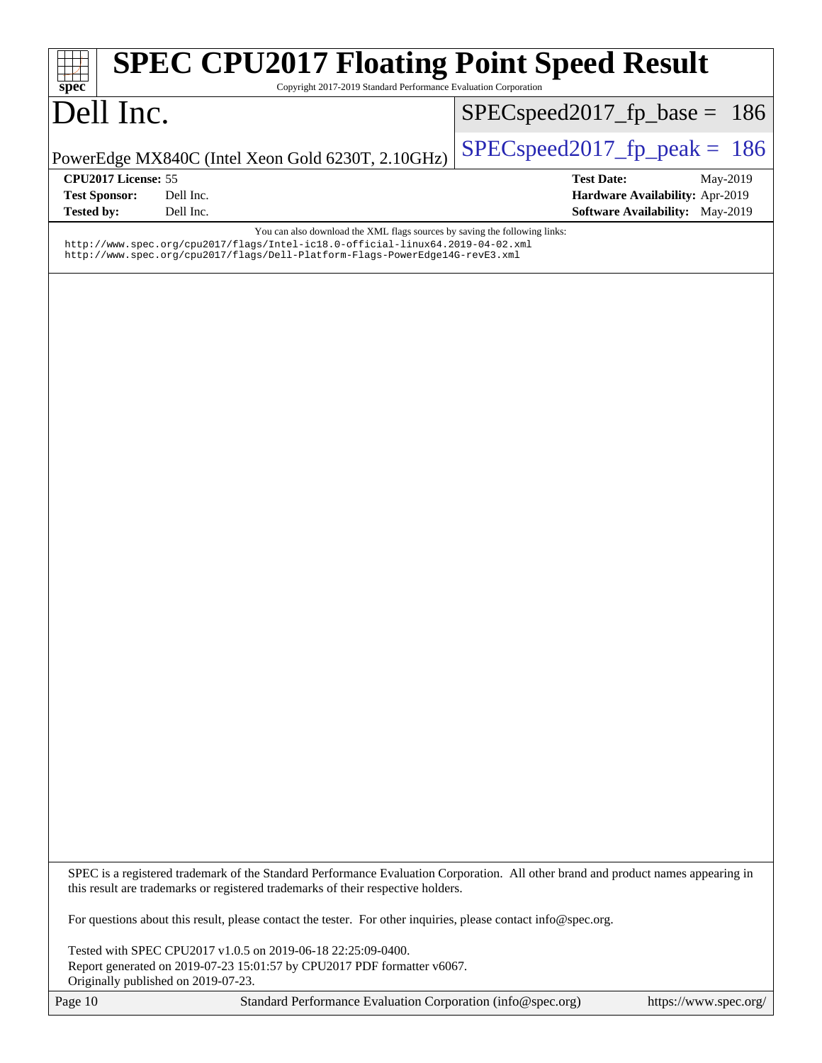# SPEC CPU2017 Floating Point Speed Result

Copyright 2017-2019 Standard Performance Evaluation Corporation

## Dell Inc.

PowerEdge MX840C (Intel Xeon Gold 6230T, 2.10GHz)

SPECspeed2017_fp_base = 186

SPECspeed2017_fp_peak = 186

**CPU2017 License:** 55
**Test Sponsor:** Dell Inc.
**Tested by:** Dell Inc.

**Test Date:** May-2019
**Hardware Availability:** Apr-2019
**Software Availability:** May-2019

You can also download the XML flags sources by saving the following links:

```
http://www.spec.org/cpu2017/flags/Intel-ic18.0-official-linux64.2019-04-02.xml
http://www.spec.org/cpu2017/flags/Dell-Platform-Flags-PowerEdge14G-revE3.xml
```

SPEC is a registered trademark of the Standard Performance Evaluation Corporation. All other brand and product names appearing in this result are trademarks or registered trademarks of their respective holders.

For questions about this result, please contact the tester. For other inquiries, please contact info@spec.org.

Tested with SPEC CPU2017 v1.0.5 on 2019-06-18 22:25:09-0400.
Report generated on 2019-07-23 15:01:57 by CPU2017 PDF formatter v6067.
Originally published on 2019-07-23.